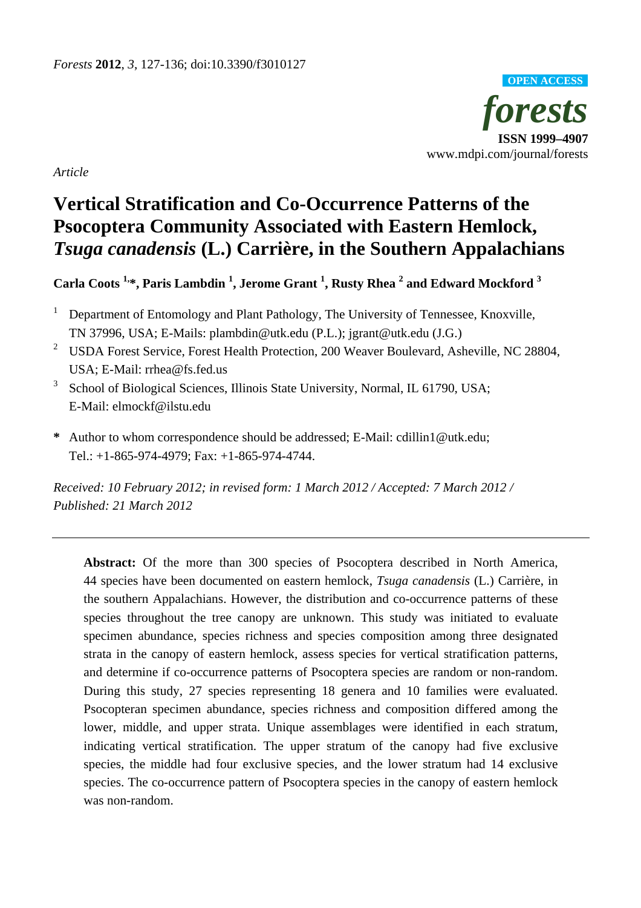*Forests* **2012**, *3*, 127-136; doi:10.3390/f3010127

OPEN ACCESS

***forests***

**ISSN 1999–4907**

www.mdpi.com/journal/forests

*Article*

# Vertical Stratification and Co-Occurrence Patterns of the Psocoptera Community Associated with Eastern Hemlock, *Tsuga canadensis* (L.) Carrière, in the Southern Appalachians

**Carla Coots [1,*], Paris Lambdin [1], Jerome Grant [1], Rusty Rhea [2] and Edward Mockford [3]**

[1] Department of Entomology and Plant Pathology, The University of Tennessee, Knoxville, TN 37996, USA; E-Mails: plambdin@utk.edu (P.L.); jgrant@utk.edu (J.G.)

[2] USDA Forest Service, Forest Health Protection, 200 Weaver Boulevard, Asheville, NC 28804, USA; E-Mail: rrhea@fs.fed.us

[3] School of Biological Sciences, Illinois State University, Normal, IL 61790, USA; E-Mail: elmockf@ilstu.edu

**\*** Author to whom correspondence should be addressed; E-Mail: cdillin1@utk.edu; Tel.: +1-865-974-4979; Fax: +1-865-974-4744.

*Received: 10 February 2012; in revised form: 1 March 2012 / Accepted: 7 March 2012 / Published: 21 March 2012*

---

**Abstract:** Of the more than 300 species of Psocoptera described in North America, 44 species have been documented on eastern hemlock, *Tsuga canadensis* (L.) Carrière, in the southern Appalachians. However, the distribution and co-occurrence patterns of these species throughout the tree canopy are unknown. This study was initiated to evaluate specimen abundance, species richness and species composition among three designated strata in the canopy of eastern hemlock, assess species for vertical stratification patterns, and determine if co-occurrence patterns of Psocoptera species are random or non-random. During this study, 27 species representing 18 genera and 10 families were evaluated. Psocopteran specimen abundance, species richness and composition differed among the lower, middle, and upper strata. Unique assemblages were identified in each stratum, indicating vertical stratification. The upper stratum of the canopy had five exclusive species, the middle had four exclusive species, and the lower stratum had 14 exclusive species. The co-occurrence pattern of Psocoptera species in the canopy of eastern hemlock was non-random.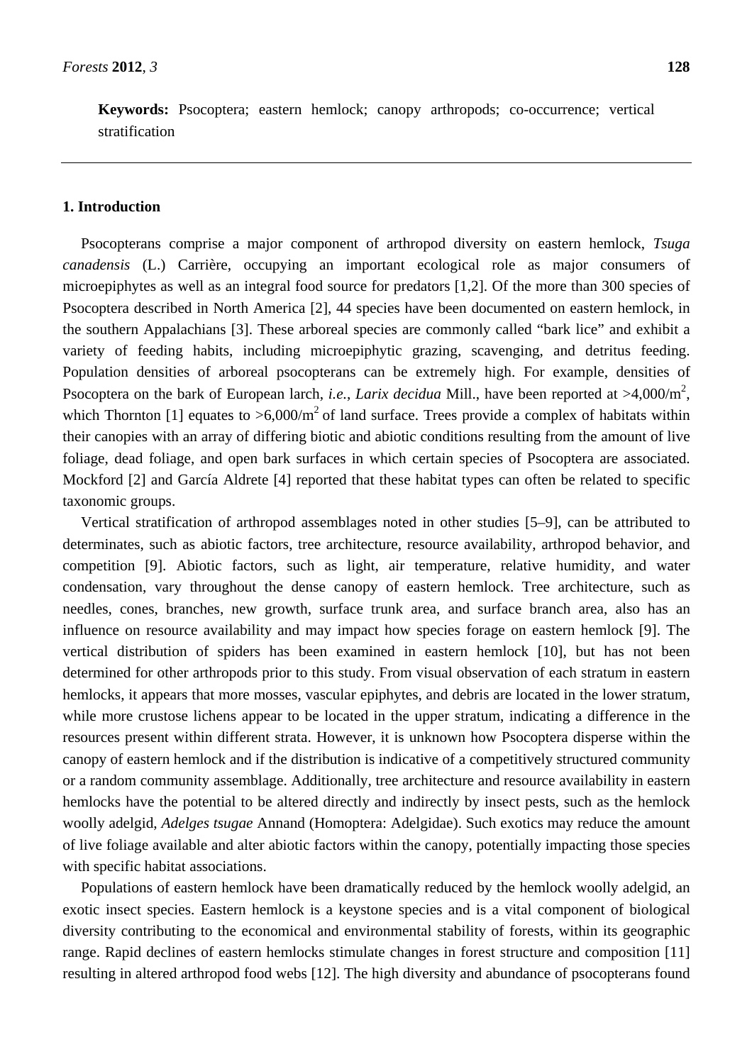**Keywords:** Psocoptera; eastern hemlock; canopy arthropods; co-occurrence; vertical stratification

## 1. Introduction

Psocopterans comprise a major component of arthropod diversity on eastern hemlock, *Tsuga canadensis* (L.) Carrière, occupying an important ecological role as major consumers of microepiphytes as well as an integral food source for predators [1,2]. Of the more than 300 species of Psocoptera described in North America [2], 44 species have been documented on eastern hemlock, in the southern Appalachians [3]. These arboreal species are commonly called "bark lice" and exhibit a variety of feeding habits, including microepiphytic grazing, scavenging, and detritus feeding. Population densities of arboreal psocopterans can be extremely high. For example, densities of Psocoptera on the bark of European larch, *i.e.*, *Larix decidua* Mill., have been reported at >4,000/m$^2$, which Thornton [1] equates to >6,000/m$^2$ of land surface. Trees provide a complex of habitats within their canopies with an array of differing biotic and abiotic conditions resulting from the amount of live foliage, dead foliage, and open bark surfaces in which certain species of Psocoptera are associated. Mockford [2] and García Aldrete [4] reported that these habitat types can often be related to specific taxonomic groups.

Vertical stratification of arthropod assemblages noted in other studies [5–9], can be attributed to determinates, such as abiotic factors, tree architecture, resource availability, arthropod behavior, and competition [9]. Abiotic factors, such as light, air temperature, relative humidity, and water condensation, vary throughout the dense canopy of eastern hemlock. Tree architecture, such as needles, cones, branches, new growth, surface trunk area, and surface branch area, also has an influence on resource availability and may impact how species forage on eastern hemlock [9]. The vertical distribution of spiders has been examined in eastern hemlock [10], but has not been determined for other arthropods prior to this study. From visual observation of each stratum in eastern hemlocks, it appears that more mosses, vascular epiphytes, and debris are located in the lower stratum, while more crustose lichens appear to be located in the upper stratum, indicating a difference in the resources present within different strata. However, it is unknown how Psocoptera disperse within the canopy of eastern hemlock and if the distribution is indicative of a competitively structured community or a random community assemblage. Additionally, tree architecture and resource availability in eastern hemlocks have the potential to be altered directly and indirectly by insect pests, such as the hemlock woolly adelgid, *Adelges tsugae* Annand (Homoptera: Adelgidae). Such exotics may reduce the amount of live foliage available and alter abiotic factors within the canopy, potentially impacting those species with specific habitat associations.

Populations of eastern hemlock have been dramatically reduced by the hemlock woolly adelgid, an exotic insect species. Eastern hemlock is a keystone species and is a vital component of biological diversity contributing to the economical and environmental stability of forests, within its geographic range. Rapid declines of eastern hemlocks stimulate changes in forest structure and composition [11] resulting in altered arthropod food webs [12]. The high diversity and abundance of psocopterans found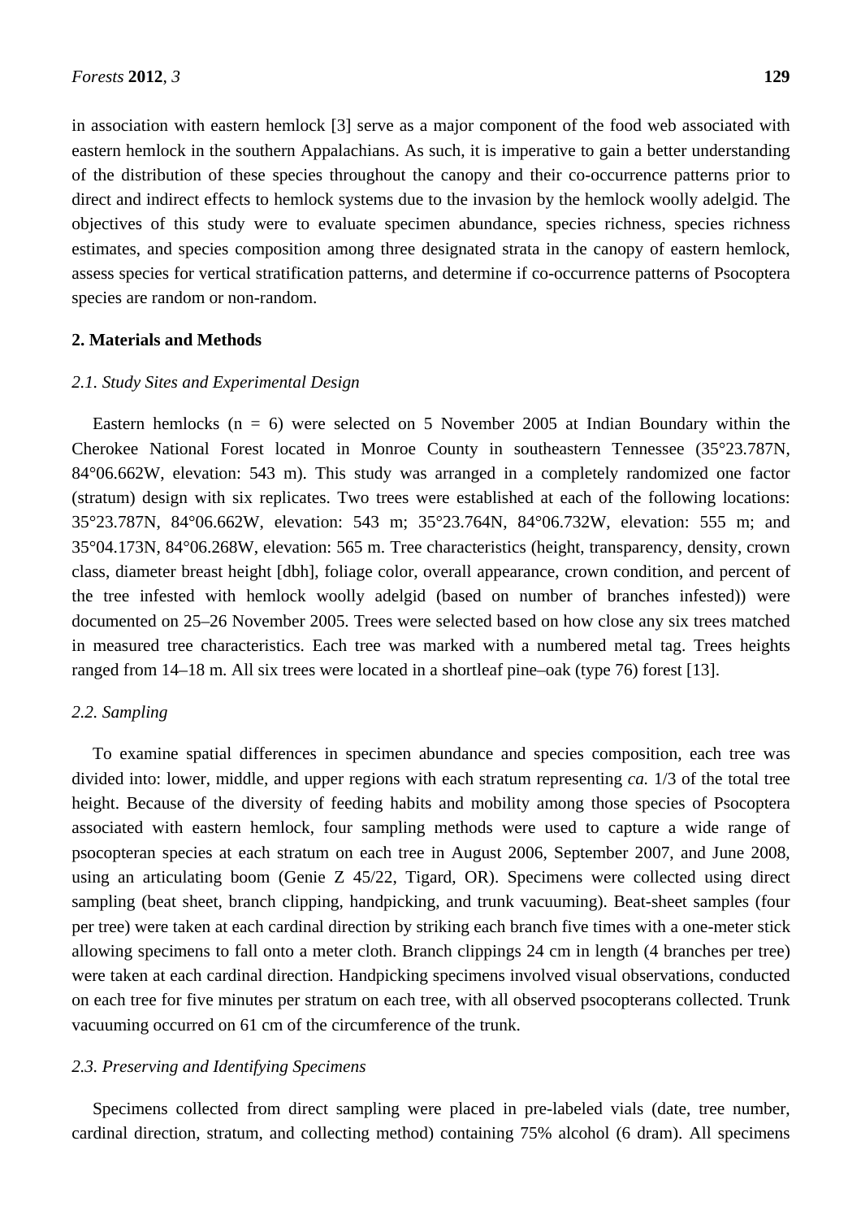in association with eastern hemlock [3] serve as a major component of the food web associated with eastern hemlock in the southern Appalachians. As such, it is imperative to gain a better understanding of the distribution of these species throughout the canopy and their co-occurrence patterns prior to direct and indirect effects to hemlock systems due to the invasion by the hemlock woolly adelgid. The objectives of this study were to evaluate specimen abundance, species richness, species richness estimates, and species composition among three designated strata in the canopy of eastern hemlock, assess species for vertical stratification patterns, and determine if co-occurrence patterns of Psocoptera species are random or non-random.

## 2. Materials and Methods

### *2.1. Study Sites and Experimental Design*

Eastern hemlocks (n = 6) were selected on 5 November 2005 at Indian Boundary within the Cherokee National Forest located in Monroe County in southeastern Tennessee (35°23.787N, 84°06.662W, elevation: 543 m). This study was arranged in a completely randomized one factor (stratum) design with six replicates. Two trees were established at each of the following locations: 35°23.787N, 84°06.662W, elevation: 543 m; 35°23.764N, 84°06.732W, elevation: 555 m; and 35°04.173N, 84°06.268W, elevation: 565 m. Tree characteristics (height, transparency, density, crown class, diameter breast height [dbh], foliage color, overall appearance, crown condition, and percent of the tree infested with hemlock woolly adelgid (based on number of branches infested)) were documented on 25–26 November 2005. Trees were selected based on how close any six trees matched in measured tree characteristics. Each tree was marked with a numbered metal tag. Trees heights ranged from 14–18 m. All six trees were located in a shortleaf pine–oak (type 76) forest [13].

### *2.2. Sampling*

To examine spatial differences in specimen abundance and species composition, each tree was divided into: lower, middle, and upper regions with each stratum representing *ca.* 1/3 of the total tree height. Because of the diversity of feeding habits and mobility among those species of Psocoptera associated with eastern hemlock, four sampling methods were used to capture a wide range of psocopteran species at each stratum on each tree in August 2006, September 2007, and June 2008, using an articulating boom (Genie Z 45/22, Tigard, OR). Specimens were collected using direct sampling (beat sheet, branch clipping, handpicking, and trunk vacuuming). Beat-sheet samples (four per tree) were taken at each cardinal direction by striking each branch five times with a one-meter stick allowing specimens to fall onto a meter cloth. Branch clippings 24 cm in length (4 branches per tree) were taken at each cardinal direction. Handpicking specimens involved visual observations, conducted on each tree for five minutes per stratum on each tree, with all observed psocopterans collected. Trunk vacuuming occurred on 61 cm of the circumference of the trunk.

### *2.3. Preserving and Identifying Specimens*

Specimens collected from direct sampling were placed in pre-labeled vials (date, tree number, cardinal direction, stratum, and collecting method) containing 75% alcohol (6 dram). All specimens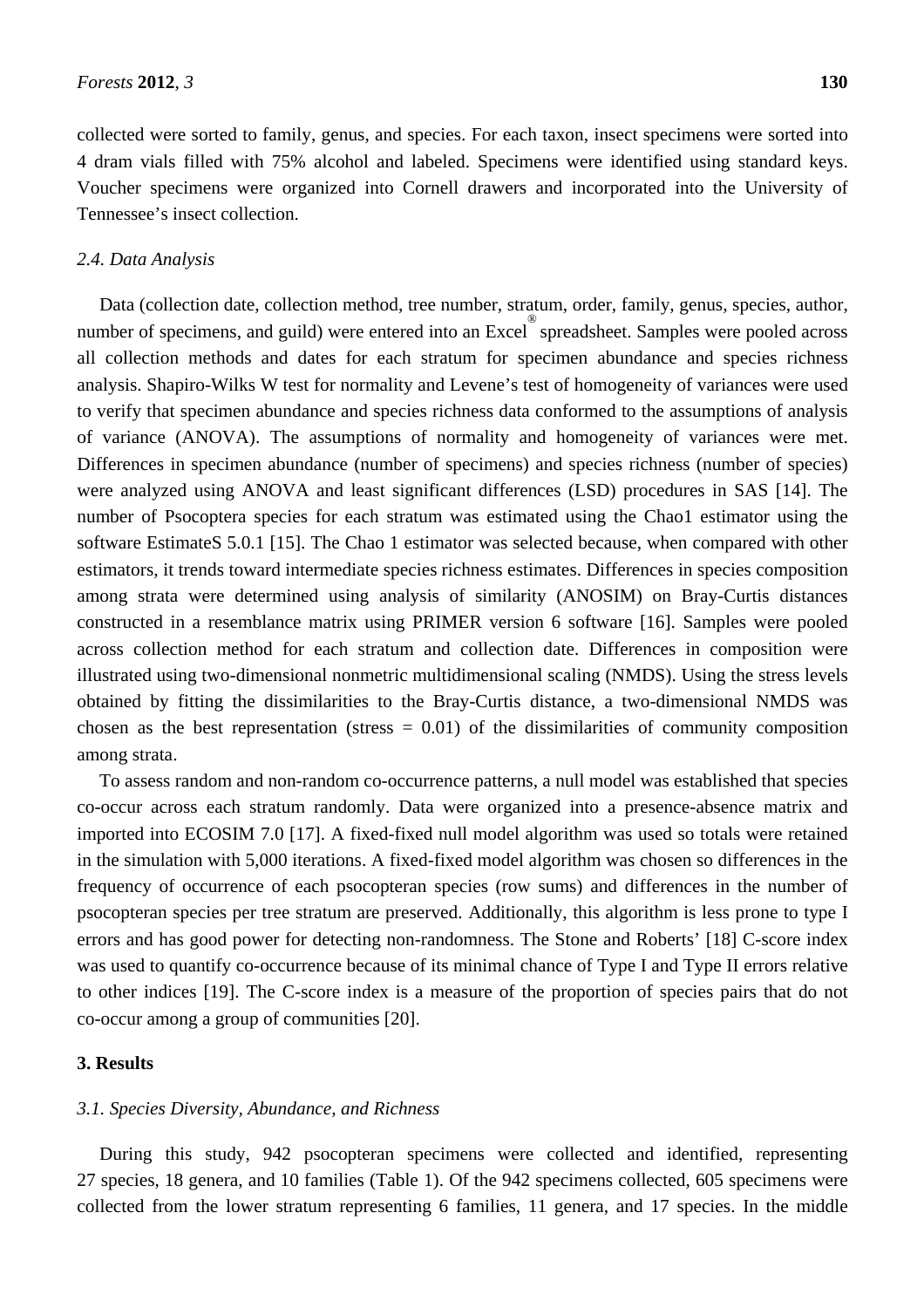collected were sorted to family, genus, and species. For each taxon, insect specimens were sorted into 4 dram vials filled with 75% alcohol and labeled. Specimens were identified using standard keys. Voucher specimens were organized into Cornell drawers and incorporated into the University of Tennessee's insect collection.

### *2.4. Data Analysis*

Data (collection date, collection method, tree number, stratum, order, family, genus, species, author, number of specimens, and guild) were entered into an Excel® spreadsheet. Samples were pooled across all collection methods and dates for each stratum for specimen abundance and species richness analysis. Shapiro-Wilks W test for normality and Levene's test of homogeneity of variances were used to verify that specimen abundance and species richness data conformed to the assumptions of analysis of variance (ANOVA). The assumptions of normality and homogeneity of variances were met. Differences in specimen abundance (number of specimens) and species richness (number of species) were analyzed using ANOVA and least significant differences (LSD) procedures in SAS [14]. The number of Psocoptera species for each stratum was estimated using the Chao1 estimator using the software EstimateS 5.0.1 [15]. The Chao 1 estimator was selected because, when compared with other estimators, it trends toward intermediate species richness estimates. Differences in species composition among strata were determined using analysis of similarity (ANOSIM) on Bray-Curtis distances constructed in a resemblance matrix using PRIMER version 6 software [16]. Samples were pooled across collection method for each stratum and collection date. Differences in composition were illustrated using two-dimensional nonmetric multidimensional scaling (NMDS). Using the stress levels obtained by fitting the dissimilarities to the Bray-Curtis distance, a two-dimensional NMDS was chosen as the best representation (stress = 0.01) of the dissimilarities of community composition among strata.

To assess random and non-random co-occurrence patterns, a null model was established that species co-occur across each stratum randomly. Data were organized into a presence-absence matrix and imported into ECOSIM 7.0 [17]. A fixed-fixed null model algorithm was used so totals were retained in the simulation with 5,000 iterations. A fixed-fixed model algorithm was chosen so differences in the frequency of occurrence of each psocopteran species (row sums) and differences in the number of psocopteran species per tree stratum are preserved. Additionally, this algorithm is less prone to type I errors and has good power for detecting non-randomness. The Stone and Roberts' [18] C-score index was used to quantify co-occurrence because of its minimal chance of Type I and Type II errors relative to other indices [19]. The C-score index is a measure of the proportion of species pairs that do not co-occur among a group of communities [20].

## 3. Results

### *3.1. Species Diversity, Abundance, and Richness*

During this study, 942 psocopteran specimens were collected and identified, representing 27 species, 18 genera, and 10 families (Table 1). Of the 942 specimens collected, 605 specimens were collected from the lower stratum representing 6 families, 11 genera, and 17 species. In the middle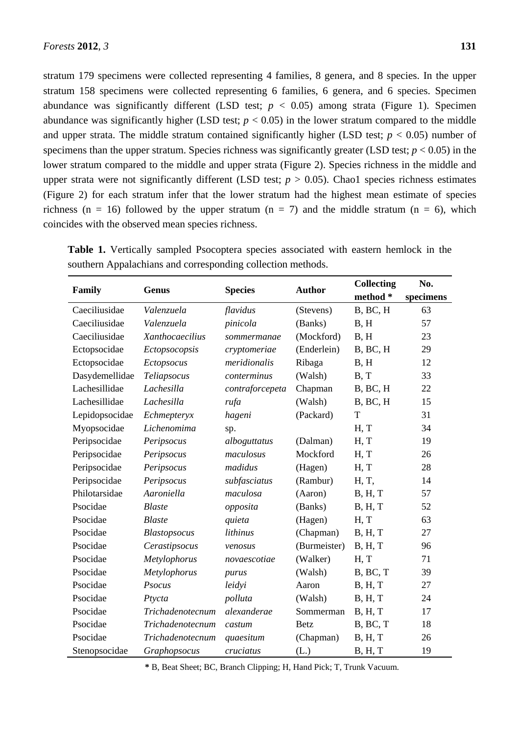stratum 179 specimens were collected representing 4 families, 8 genera, and 8 species. In the upper stratum 158 specimens were collected representing 6 families, 6 genera, and 6 species. Specimen abundance was significantly different (LSD test; $p < 0.05$) among strata (Figure 1). Specimen abundance was significantly higher (LSD test; $p < 0.05$) in the lower stratum compared to the middle and upper strata. The middle stratum contained significantly higher (LSD test; $p < 0.05$) number of specimens than the upper stratum. Species richness was significantly greater (LSD test; $p < 0.05$) in the lower stratum compared to the middle and upper strata (Figure 2). Species richness in the middle and upper strata were not significantly different (LSD test; $p > 0.05$). Chao1 species richness estimates (Figure 2) for each stratum infer that the lower stratum had the highest mean estimate of species richness (n = 16) followed by the upper stratum (n = 7) and the middle stratum (n = 6), which coincides with the observed mean species richness.

**Table 1.** Vertically sampled Psocoptera species associated with eastern hemlock in the southern Appalachians and corresponding collection methods.

| Family | Genus | Species | Author | Collecting method * | No. specimens |
|---|---|---|---|---|---|
| Caeciliusidae | *Valenzuela* | *flavidus* | (Stevens) | B, BC, H | 63 |
| Caeciliusidae | *Valenzuela* | *pinicola* | (Banks) | B, H | 57 |
| Caeciliusidae | *Xanthocaecilius* | *sommermanae* | (Mockford) | B, H | 23 |
| Ectopsocidae | *Ectopsocopsis* | *cryptomeriae* | (Enderlein) | B, BC, H | 29 |
| Ectopsocidae | *Ectopsocus* | *meridionalis* | Ribaga | B, H | 12 |
| Dasydemellidae | *Teliapsocus* | *conterminus* | (Walsh) | B, T | 33 |
| Lachesillidae | *Lachesilla* | *contraforcepeta* | Chapman | B, BC, H | 22 |
| Lachesillidae | *Lachesilla* | *rufa* | (Walsh) | B, BC, H | 15 |
| Lepidopsocidae | *Echmepteryx* | *hageni* | (Packard) | T | 31 |
| Myopsocidae | *Lichenomima* | sp. | | H, T | 34 |
| Peripsocidae | *Peripsocus* | *alboguttatus* | (Dalman) | H, T | 19 |
| Peripsocidae | *Peripsocus* | *maculosus* | Mockford | H, T | 26 |
| Peripsocidae | *Peripsocus* | *madidus* | (Hagen) | H, T | 28 |
| Peripsocidae | *Peripsocus* | *subfasciatus* | (Rambur) | H, T, | 14 |
| Philotarsidae | *Aaroniella* | *maculosa* | (Aaron) | B, H, T | 57 |
| Psocidae | *Blaste* | *opposita* | (Banks) | B, H, T | 52 |
| Psocidae | *Blaste* | *quieta* | (Hagen) | H, T | 63 |
| Psocidae | *Blastopsocus* | *lithinus* | (Chapman) | B, H, T | 27 |
| Psocidae | *Cerastipsocus* | *venosus* | (Burmeister) | B, H, T | 96 |
| Psocidae | *Metylophorus* | *novaescotiae* | (Walker) | H, T | 71 |
| Psocidae | *Metylophorus* | *purus* | (Walsh) | B, BC, T | 39 |
| Psocidae | *Psocus* | *leidyi* | Aaron | B, H, T | 27 |
| Psocidae | *Ptycta* | *polluta* | (Walsh) | B, H, T | 24 |
| Psocidae | *Trichadenotecnum* | *alexanderae* | Sommerman | B, H, T | 17 |
| Psocidae | *Trichadenotecnum* | *castum* | Betz | B, BC, T | 18 |
| Psocidae | *Trichadenotecnum* | *quaesitum* | (Chapman) | B, H, T | 26 |
| Stenopsocidae | *Graphopsocus* | *cruciatus* | (L.) | B, H, T | 19 |

**\*** B, Beat Sheet; BC, Branch Clipping; H, Hand Pick; T, Trunk Vacuum.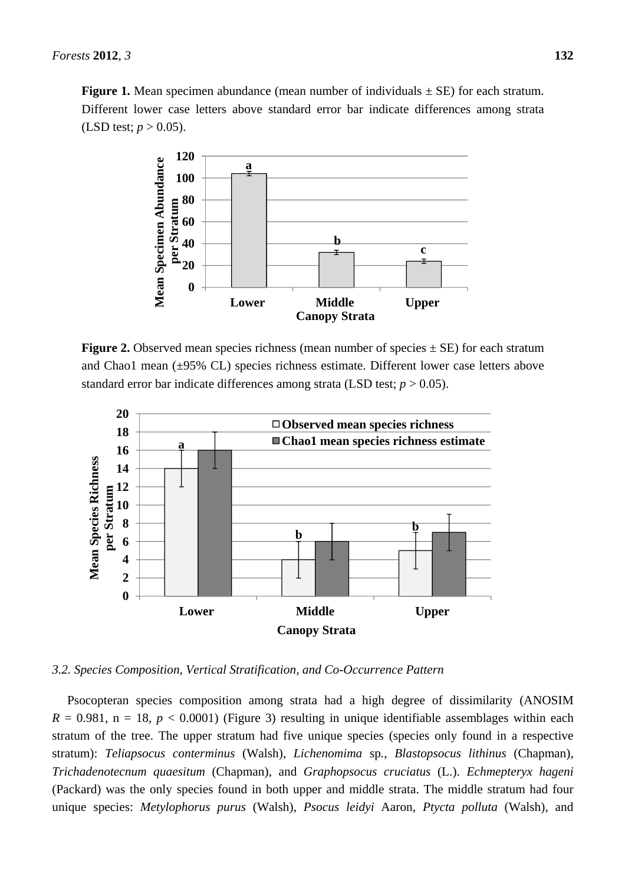**Figure 1.** Mean specimen abundance (mean number of individuals ± SE) for each stratum. Different lower case letters above standard error bar indicate differences among strata (LSD test; $p > 0.05$).

**Figure 2.** Observed mean species richness (mean number of species ± SE) for each stratum and Chao1 mean (±95% CL) species richness estimate. Different lower case letters above standard error bar indicate differences among strata (LSD test; $p > 0.05$).

### 3.2. Species Composition, Vertical Stratification, and Co-Occurrence Pattern

Psocopteran species composition among strata had a high degree of dissimilarity (ANOSIM $R = 0.981$, n = 18, $p < 0.0001$) (Figure 3) resulting in unique identifiable assemblages within each stratum of the tree. The upper stratum had five unique species (species only found in a respective stratum): *Teliapsocus conterminus* (Walsh), *Lichenomima* sp., *Blastopsocus lithinus* (Chapman), *Trichadenotecnum quaesitum* (Chapman), and *Graphopsocus cruciatus* (L.). *Echmepteryx hageni* (Packard) was the only species found in both upper and middle strata. The middle stratum had four unique species: *Metylophorus purus* (Walsh), *Psocus leidyi* Aaron, *Ptycta polluta* (Walsh), and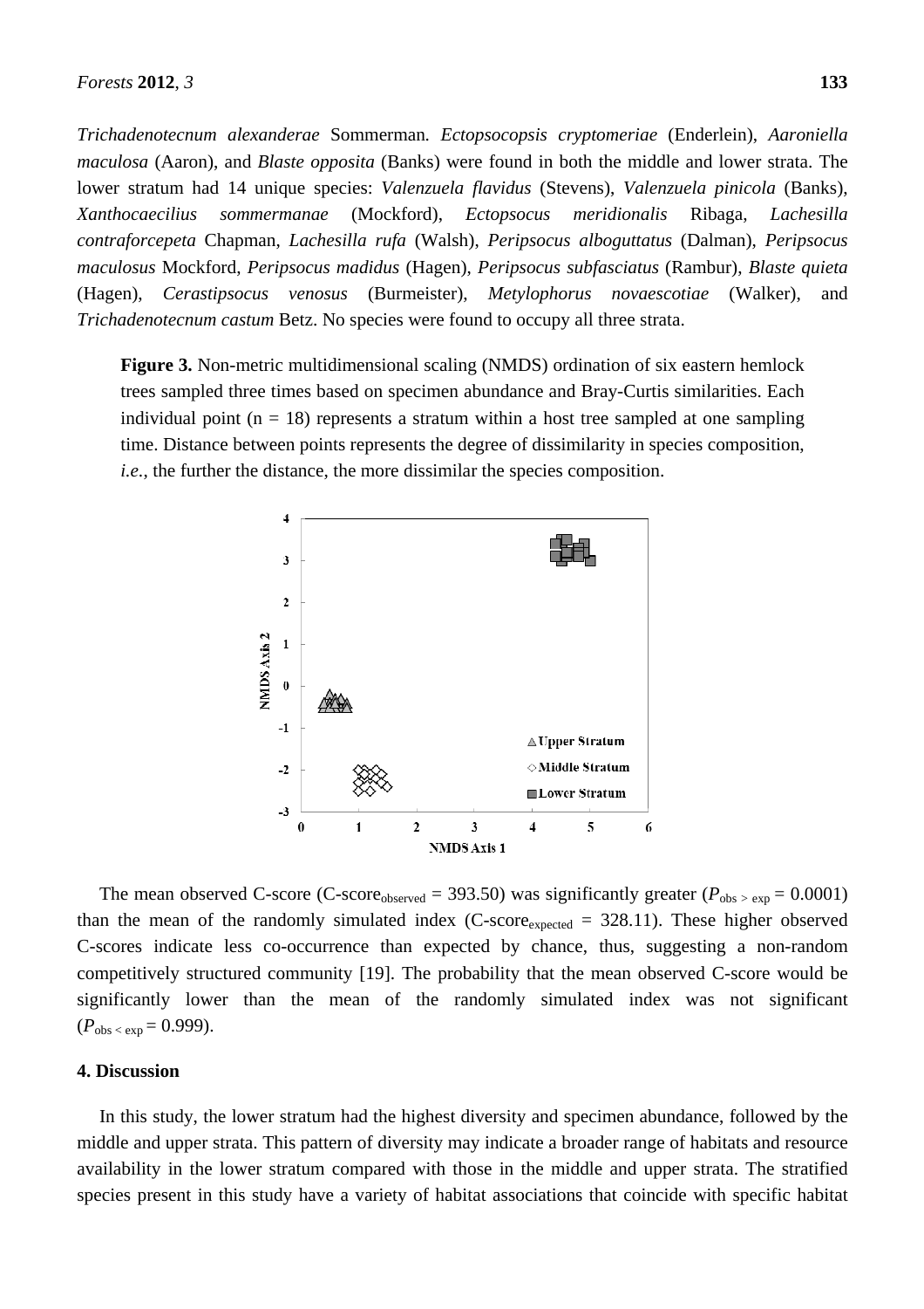*Trichadenotecnum alexanderae* Sommerman. *Ectopsocopsis cryptomeriae* (Enderlein), *Aaroniella maculosa* (Aaron), and *Blaste opposita* (Banks) were found in both the middle and lower strata. The lower stratum had 14 unique species: *Valenzuela flavidus* (Stevens), *Valenzuela pinicola* (Banks), *Xanthocaecilius sommermanae* (Mockford), *Ectopsocus meridionalis* Ribaga, *Lachesilla contraforcepeta* Chapman, *Lachesilla rufa* (Walsh), *Peripsocus alboguttatus* (Dalman), *Peripsocus maculosus* Mockford, *Peripsocus madidus* (Hagen), *Peripsocus subfasciatus* (Rambur), *Blaste quieta* (Hagen), *Cerastipsocus venosus* (Burmeister), *Metylophorus novaescotiae* (Walker), and *Trichadenotecnum castum* Betz. No species were found to occupy all three strata.

**Figure 3.** Non-metric multidimensional scaling (NMDS) ordination of six eastern hemlock trees sampled three times based on specimen abundance and Bray-Curtis similarities. Each individual point (n = 18) represents a stratum within a host tree sampled at one sampling time. Distance between points represents the degree of dissimilarity in species composition, *i.e.*, the further the distance, the more dissimilar the species composition.

The mean observed C-score ($\text{C-score}_{observed}$ = 393.50) was significantly greater ($P_{obs > exp}$ = 0.0001) than the mean of the randomly simulated index ($\text{C-score}_{expected}$ = 328.11). These higher observed C-scores indicate less co-occurrence than expected by chance, thus, suggesting a non-random competitively structured community [19]. The probability that the mean observed C-score would be significantly lower than the mean of the randomly simulated index was not significant ($P_{obs < exp}$ = 0.999).

## 4. Discussion

In this study, the lower stratum had the highest diversity and specimen abundance, followed by the middle and upper strata. This pattern of diversity may indicate a broader range of habitats and resource availability in the lower stratum compared with those in the middle and upper strata. The stratified species present in this study have a variety of habitat associations that coincide with specific habitat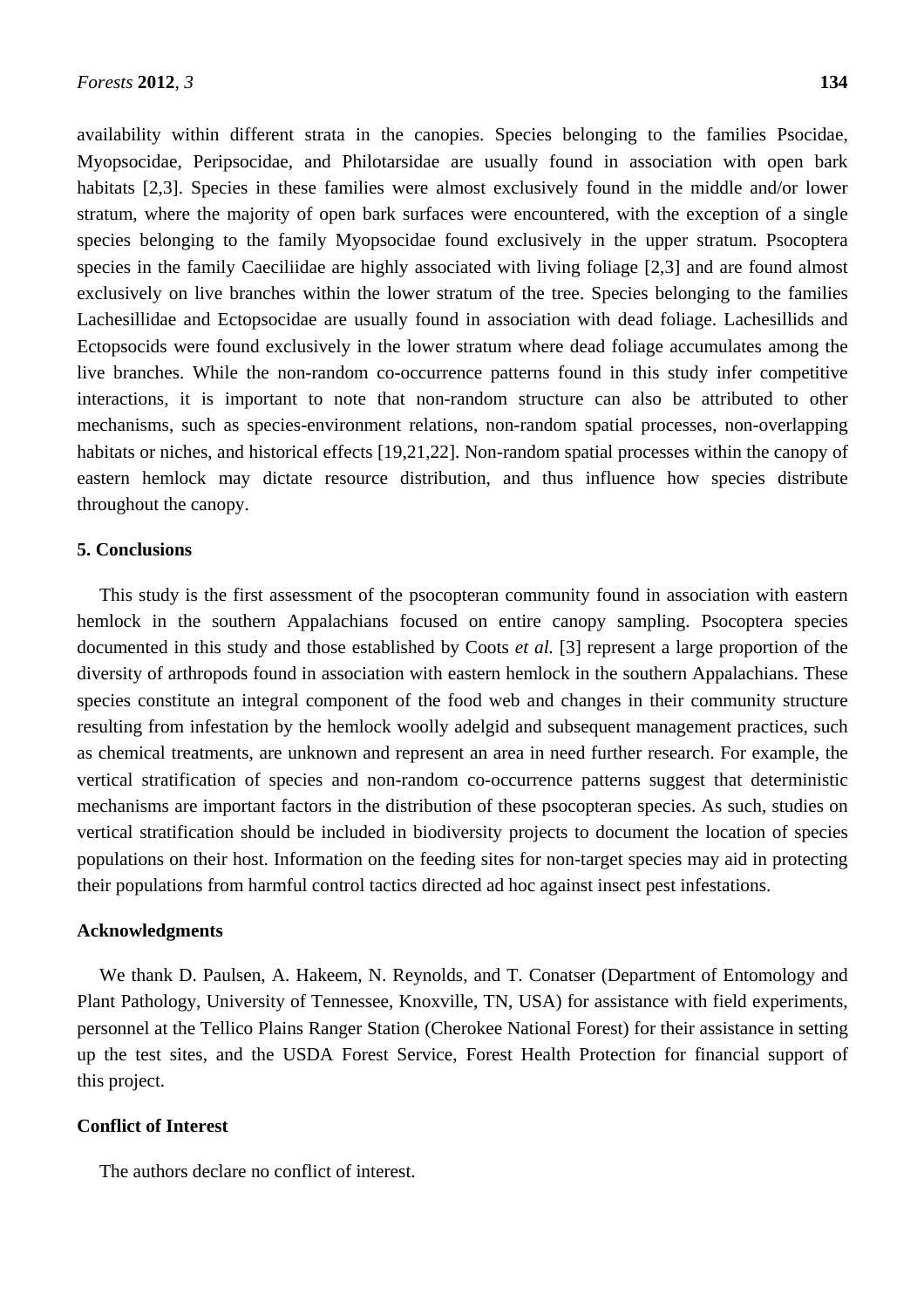availability within different strata in the canopies. Species belonging to the families Psocidae, Myopsocidae, Peripsocidae, and Philotarsidae are usually found in association with open bark habitats [2,3]. Species in these families were almost exclusively found in the middle and/or lower stratum, where the majority of open bark surfaces were encountered, with the exception of a single species belonging to the family Myopsocidae found exclusively in the upper stratum. Psocoptera species in the family Caeciliidae are highly associated with living foliage [2,3] and are found almost exclusively on live branches within the lower stratum of the tree. Species belonging to the families Lachesillidae and Ectopsocidae are usually found in association with dead foliage. Lachesillids and Ectopsocids were found exclusively in the lower stratum where dead foliage accumulates among the live branches. While the non-random co-occurrence patterns found in this study infer competitive interactions, it is important to note that non-random structure can also be attributed to other mechanisms, such as species-environment relations, non-random spatial processes, non-overlapping habitats or niches, and historical effects [19,21,22]. Non-random spatial processes within the canopy of eastern hemlock may dictate resource distribution, and thus influence how species distribute throughout the canopy.

## 5. Conclusions

This study is the first assessment of the psocopteran community found in association with eastern hemlock in the southern Appalachians focused on entire canopy sampling. Psocoptera species documented in this study and those established by Coots *et al.* [3] represent a large proportion of the diversity of arthropods found in association with eastern hemlock in the southern Appalachians. These species constitute an integral component of the food web and changes in their community structure resulting from infestation by the hemlock woolly adelgid and subsequent management practices, such as chemical treatments, are unknown and represent an area in need further research. For example, the vertical stratification of species and non-random co-occurrence patterns suggest that deterministic mechanisms are important factors in the distribution of these psocopteran species. As such, studies on vertical stratification should be included in biodiversity projects to document the location of species populations on their host. Information on the feeding sites for non-target species may aid in protecting their populations from harmful control tactics directed ad hoc against insect pest infestations.

## Acknowledgments

We thank D. Paulsen, A. Hakeem, N. Reynolds, and T. Conatser (Department of Entomology and Plant Pathology, University of Tennessee, Knoxville, TN, USA) for assistance with field experiments, personnel at the Tellico Plains Ranger Station (Cherokee National Forest) for their assistance in setting up the test sites, and the USDA Forest Service, Forest Health Protection for financial support of this project.

## Conflict of Interest

The authors declare no conflict of interest.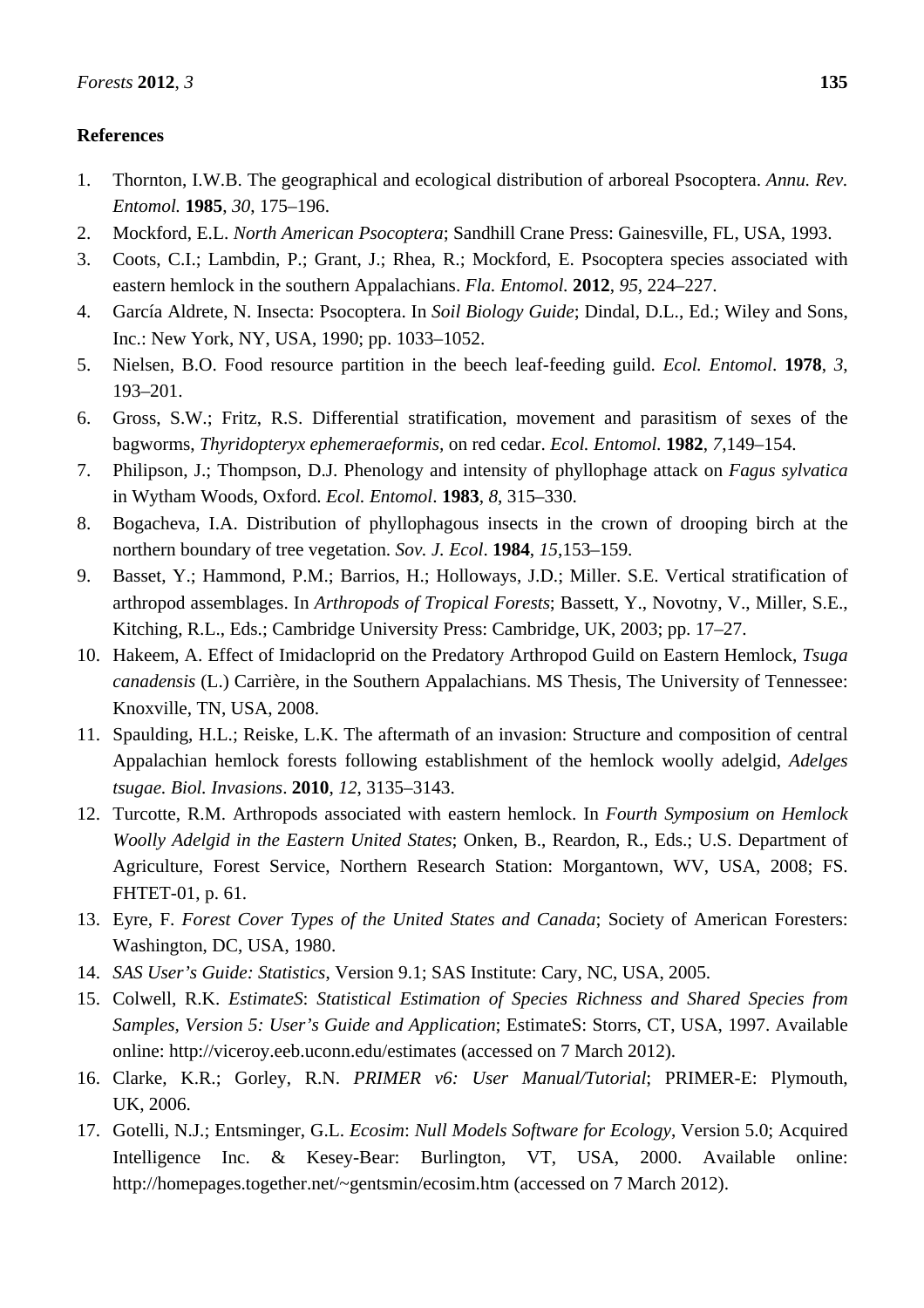## References

1. Thornton, I.W.B. The geographical and ecological distribution of arboreal Psocoptera. *Annu. Rev. Entomol.* **1985**, *30*, 175–196.
2. Mockford, E.L. *North American Psocoptera*; Sandhill Crane Press: Gainesville, FL, USA, 1993.
3. Coots, C.I.; Lambdin, P.; Grant, J.; Rhea, R.; Mockford, E. Psocoptera species associated with eastern hemlock in the southern Appalachians. *Fla. Entomol.* **2012**, *95*, 224–227.
4. García Aldrete, N. Insecta: Psocoptera. In *Soil Biology Guide*; Dindal, D.L., Ed.; Wiley and Sons, Inc.: New York, NY, USA, 1990; pp. 1033–1052.
5. Nielsen, B.O. Food resource partition in the beech leaf-feeding guild. *Ecol. Entomol*. **1978**, *3*, 193–201.
6. Gross, S.W.; Fritz, R.S. Differential stratification, movement and parasitism of sexes of the bagworms, *Thyridopteryx ephemeraeformis*, on red cedar. *Ecol. Entomol.* **1982**, *7*,149–154.
7. Philipson, J.; Thompson, D.J. Phenology and intensity of phyllophage attack on *Fagus sylvatica* in Wytham Woods, Oxford. *Ecol. Entomol*. **1983**, *8*, 315–330.
8. Bogacheva, I.A. Distribution of phyllophagous insects in the crown of drooping birch at the northern boundary of tree vegetation. *Sov. J. Ecol*. **1984**, *15*,153–159.
9. Basset, Y.; Hammond, P.M.; Barrios, H.; Holloways, J.D.; Miller. S.E. Vertical stratification of arthropod assemblages. In *Arthropods of Tropical Forests*; Bassett, Y., Novotny, V., Miller, S.E., Kitching, R.L., Eds.; Cambridge University Press: Cambridge, UK, 2003; pp. 17–27.
10. Hakeem, A. Effect of Imidacloprid on the Predatory Arthropod Guild on Eastern Hemlock, *Tsuga canadensis* (L.) Carrière, in the Southern Appalachians. MS Thesis, The University of Tennessee: Knoxville, TN, USA, 2008.
11. Spaulding, H.L.; Reiske, L.K. The aftermath of an invasion: Structure and composition of central Appalachian hemlock forests following establishment of the hemlock woolly adelgid, *Adelges tsugae. Biol. Invasions*. **2010**, *12*, 3135–3143.
12. Turcotte, R.M. Arthropods associated with eastern hemlock. In *Fourth Symposium on Hemlock Woolly Adelgid in the Eastern United States*; Onken, B., Reardon, R., Eds.; U.S. Department of Agriculture, Forest Service, Northern Research Station: Morgantown, WV, USA, 2008; FS. FHTET-01, p. 61.
13. Eyre, F. *Forest Cover Types of the United States and Canada*; Society of American Foresters: Washington, DC, USA, 1980.
14. *SAS User's Guide: Statistics*, Version 9.1; SAS Institute: Cary, NC, USA, 2005.
15. Colwell, R.K. *EstimateS*: *Statistical Estimation of Species Richness and Shared Species from Samples, Version 5: User's Guide and Application*; EstimateS: Storrs, CT, USA, 1997. Available online: http://viceroy.eeb.uconn.edu/estimates (accessed on 7 March 2012).
16. Clarke, K.R.; Gorley, R.N. *PRIMER v6: User Manual/Tutorial*; PRIMER-E: Plymouth, UK, 2006.
17. Gotelli, N.J.; Entsminger, G.L. *Ecosim*: *Null Models Software for Ecology*, Version 5.0; Acquired Intelligence Inc. & Kesey-Bear: Burlington, VT, USA, 2000. Available online: http://homepages.together.net/~gentsmin/ecosim.htm (accessed on 7 March 2012).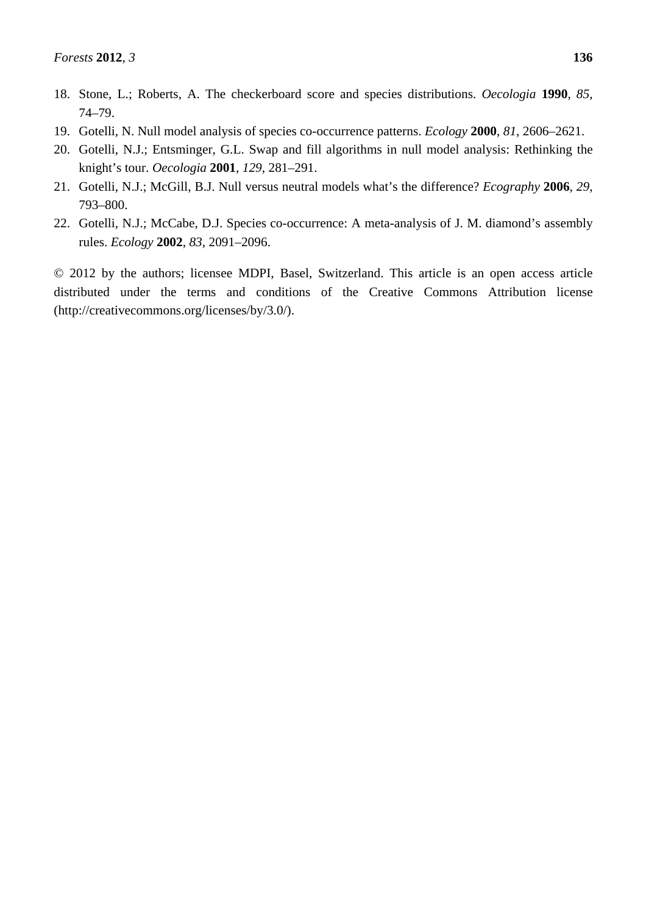18. Stone, L.; Roberts, A. The checkerboard score and species distributions. *Oecologia* **1990**, *85*, 74–79.
19. Gotelli, N. Null model analysis of species co-occurrence patterns. *Ecology* **2000**, *81*, 2606–2621.
20. Gotelli, N.J.; Entsminger, G.L. Swap and fill algorithms in null model analysis: Rethinking the knight's tour. *Oecologia* **2001**, *129*, 281–291.
21. Gotelli, N.J.; McGill, B.J. Null versus neutral models what's the difference? *Ecography* **2006**, *29*, 793–800.
22. Gotelli, N.J.; McCabe, D.J. Species co-occurrence: A meta-analysis of J. M. diamond's assembly rules. *Ecology* **2002**, *83*, 2091–2096.

© 2012 by the authors; licensee MDPI, Basel, Switzerland. This article is an open access article distributed under the terms and conditions of the Creative Commons Attribution license (http://creativecommons.org/licenses/by/3.0/).